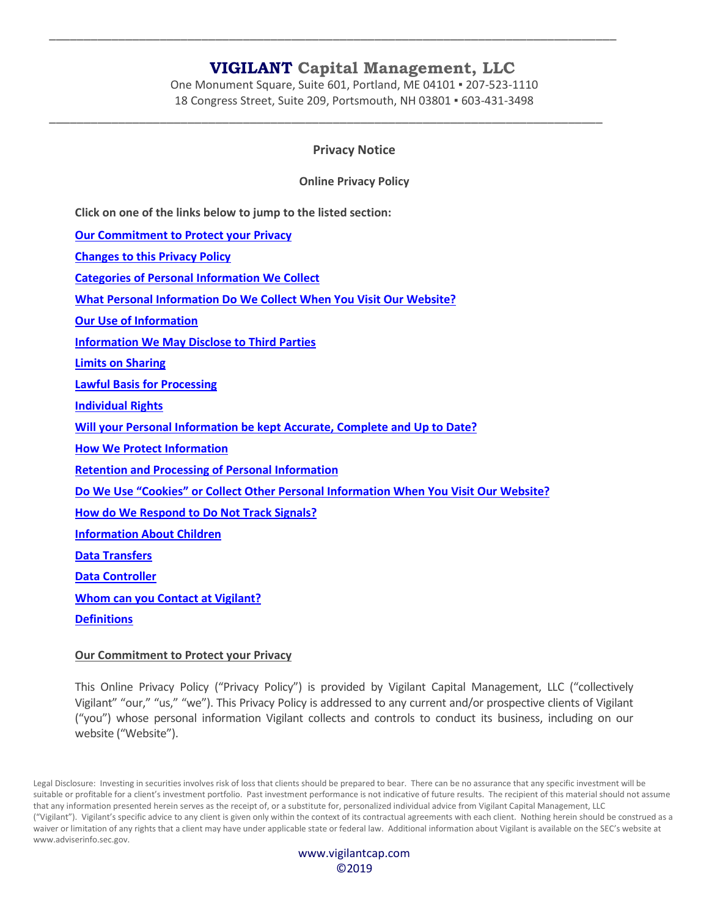# VIGILANT Capital Management, LLC

One Monument Square, Suite 601, Portland, ME 04101 ▪ 207-523-1110
18 Congress Street, Suite 209, Portsmouth, NH 03801 ▪ 603-431-3498

## Privacy Notice

### Online Privacy Policy

**Click on one of the links below to jump to the listed section:**

**Our Commitment to Protect your Privacy**

**Changes to this Privacy Policy**

**Categories of Personal Information We Collect**

**What Personal Information Do We Collect When You Visit Our Website?**

**Our Use of Information**

**Information We May Disclose to Third Parties**

**Limits on Sharing**

**Lawful Basis for Processing**

**Individual Rights**

**Will your Personal Information be kept Accurate, Complete and Up to Date?**

**How We Protect Information**

**Retention and Processing of Personal Information**

**Do We Use "Cookies" or Collect Other Personal Information When You Visit Our Website?**

**How do We Respond to Do Not Track Signals?**

**Information About Children**

**Data Transfers**

**Data Controller**

**Whom can you Contact at Vigilant?**

**Definitions**

### Our Commitment to Protect your Privacy

This Online Privacy Policy ("Privacy Policy") is provided by Vigilant Capital Management, LLC ("collectively Vigilant" "our," "us," "we"). This Privacy Policy is addressed to any current and/or prospective clients of Vigilant ("you") whose personal information Vigilant collects and controls to conduct its business, including on our website ("Website").

Legal Disclosure: Investing in securities involves risk of loss that clients should be prepared to bear. There can be no assurance that any specific investment will be suitable or profitable for a client's investment portfolio. Past investment performance is not indicative of future results. The recipient of this material should not assume that any information presented herein serves as the receipt of, or a substitute for, personalized individual advice from Vigilant Capital Management, LLC ("Vigilant"). Vigilant's specific advice to any client is given only within the context of its contractual agreements with each client. Nothing herein should be construed as a waiver or limitation of any rights that a client may have under applicable state or federal law. Additional information about Vigilant is available on the SEC's website at www.adviserinfo.sec.gov.

www.vigilantcap.com
©2019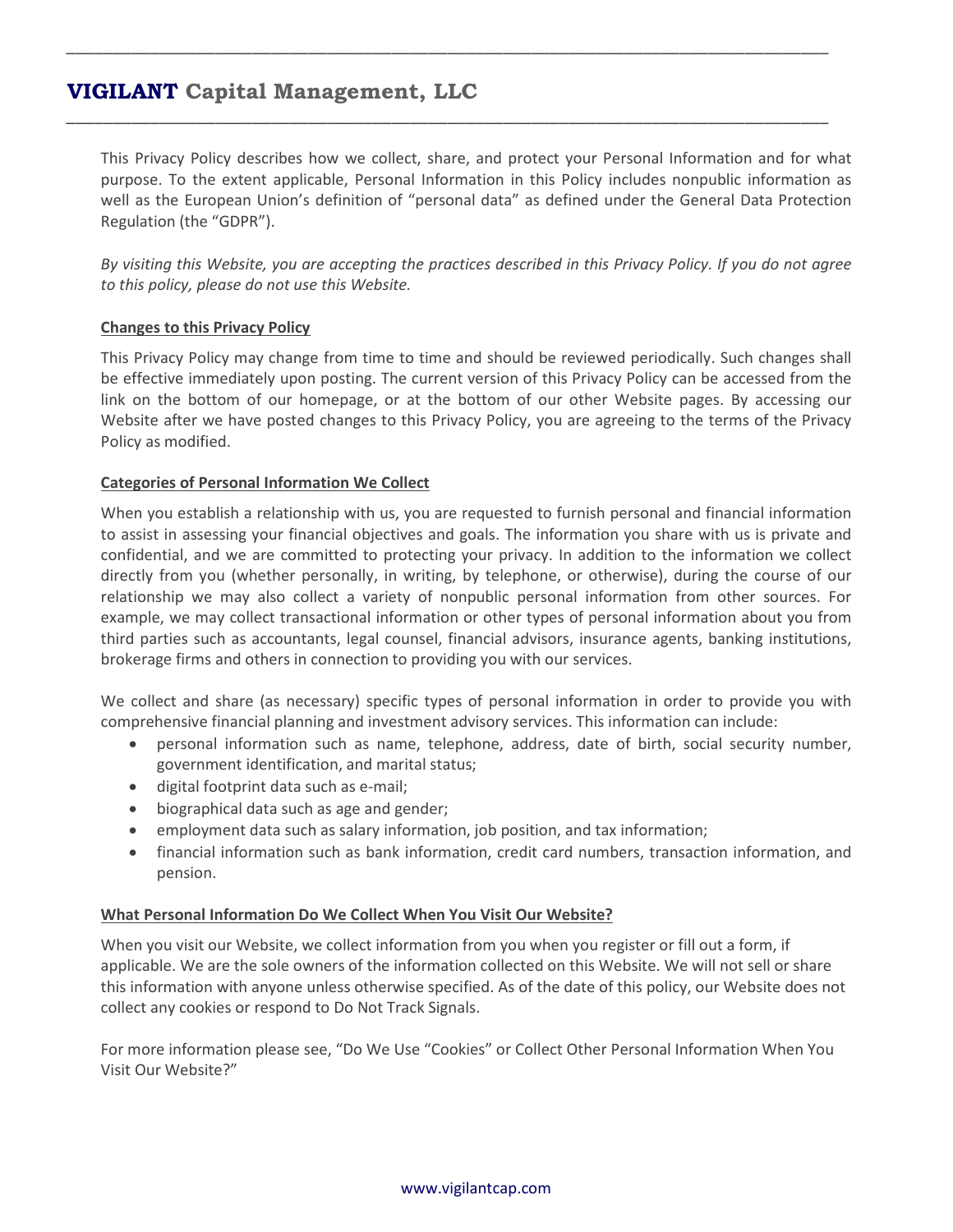This Privacy Policy describes how we collect, share, and protect your Personal Information and for what purpose. To the extent applicable, Personal Information in this Policy includes nonpublic information as well as the European Union's definition of "personal data" as defined under the General Data Protection Regulation (the "GDPR").

*By visiting this Website, you are accepting the practices described in this Privacy Policy. If you do not agree to this policy, please do not use this Website.*

## Changes to this Privacy Policy

This Privacy Policy may change from time to time and should be reviewed periodically. Such changes shall be effective immediately upon posting. The current version of this Privacy Policy can be accessed from the link on the bottom of our homepage, or at the bottom of our other Website pages. By accessing our Website after we have posted changes to this Privacy Policy, you are agreeing to the terms of the Privacy Policy as modified.

## Categories of Personal Information We Collect

When you establish a relationship with us, you are requested to furnish personal and financial information to assist in assessing your financial objectives and goals. The information you share with us is private and confidential, and we are committed to protecting your privacy. In addition to the information we collect directly from you (whether personally, in writing, by telephone, or otherwise), during the course of our relationship we may also collect a variety of nonpublic personal information from other sources. For example, we may collect transactional information or other types of personal information about you from third parties such as accountants, legal counsel, financial advisors, insurance agents, banking institutions, brokerage firms and others in connection to providing you with our services.

We collect and share (as necessary) specific types of personal information in order to provide you with comprehensive financial planning and investment advisory services. This information can include:

- personal information such as name, telephone, address, date of birth, social security number, government identification, and marital status;
- digital footprint data such as e-mail;
- biographical data such as age and gender;
- employment data such as salary information, job position, and tax information;
- financial information such as bank information, credit card numbers, transaction information, and pension.

## What Personal Information Do We Collect When You Visit Our Website?

When you visit our Website, we collect information from you when you register or fill out a form, if applicable. We are the sole owners of the information collected on this Website. We will not sell or share this information with anyone unless otherwise specified. As of the date of this policy, our Website does not collect any cookies or respond to Do Not Track Signals.

For more information please see, "Do We Use "Cookies" or Collect Other Personal Information When You Visit Our Website?"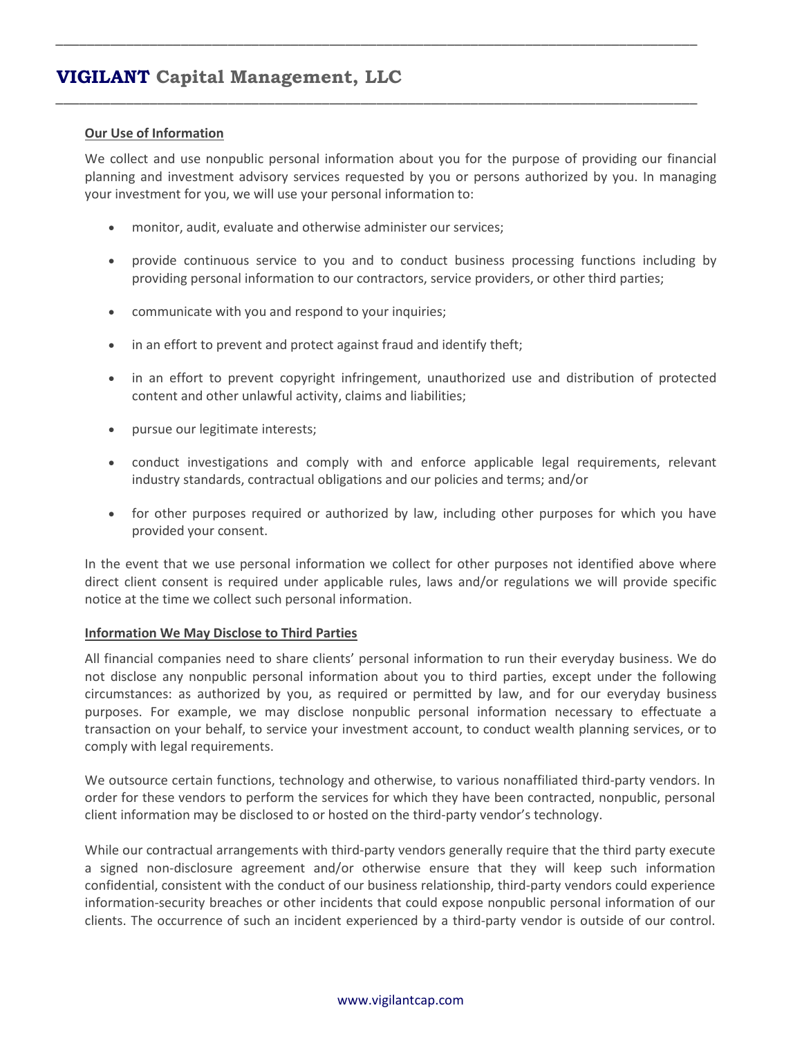**Our Use of Information**

We collect and use nonpublic personal information about you for the purpose of providing our financial planning and investment advisory services requested by you or persons authorized by you. In managing your investment for you, we will use your personal information to:

- monitor, audit, evaluate and otherwise administer our services;
- provide continuous service to you and to conduct business processing functions including by providing personal information to our contractors, service providers, or other third parties;
- communicate with you and respond to your inquiries;
- in an effort to prevent and protect against fraud and identify theft;
- in an effort to prevent copyright infringement, unauthorized use and distribution of protected content and other unlawful activity, claims and liabilities;
- pursue our legitimate interests;
- conduct investigations and comply with and enforce applicable legal requirements, relevant industry standards, contractual obligations and our policies and terms; and/or
- for other purposes required or authorized by law, including other purposes for which you have provided your consent.

In the event that we use personal information we collect for other purposes not identified above where direct client consent is required under applicable rules, laws and/or regulations we will provide specific notice at the time we collect such personal information.

**Information We May Disclose to Third Parties**

All financial companies need to share clients' personal information to run their everyday business. We do not disclose any nonpublic personal information about you to third parties, except under the following circumstances: as authorized by you, as required or permitted by law, and for our everyday business purposes. For example, we may disclose nonpublic personal information necessary to effectuate a transaction on your behalf, to service your investment account, to conduct wealth planning services, or to comply with legal requirements.

We outsource certain functions, technology and otherwise, to various nonaffiliated third-party vendors. In order for these vendors to perform the services for which they have been contracted, nonpublic, personal client information may be disclosed to or hosted on the third-party vendor's technology.

While our contractual arrangements with third-party vendors generally require that the third party execute a signed non-disclosure agreement and/or otherwise ensure that they will keep such information confidential, consistent with the conduct of our business relationship, third-party vendors could experience information-security breaches or other incidents that could expose nonpublic personal information of our clients. The occurrence of such an incident experienced by a third-party vendor is outside of our control.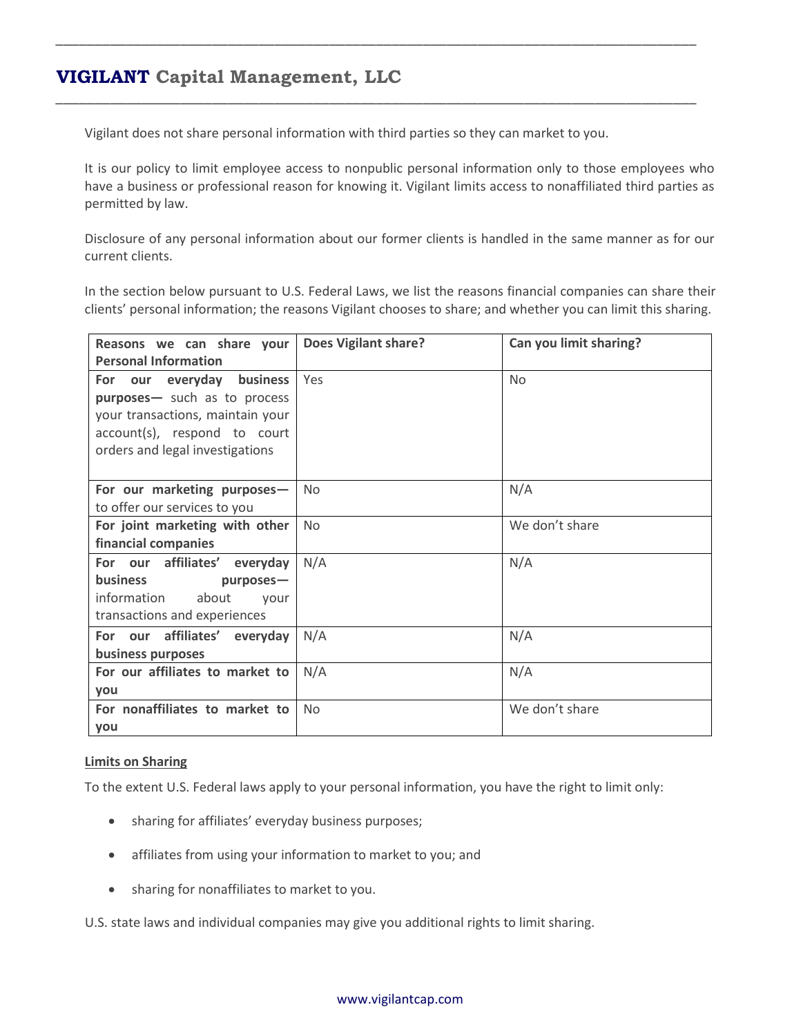Vigilant does not share personal information with third parties so they can market to you.

It is our policy to limit employee access to nonpublic personal information only to those employees who have a business or professional reason for knowing it. Vigilant limits access to nonaffiliated third parties as permitted by law.

Disclosure of any personal information about our former clients is handled in the same manner as for our current clients.

In the section below pursuant to U.S. Federal Laws, we list the reasons financial companies can share their clients' personal information; the reasons Vigilant chooses to share; and whether you can limit this sharing.

| Reasons we can share your Personal Information | Does Vigilant share? | Can you limit sharing? |
|---|---|---|
| **For our everyday business purposes—** such as to process your transactions, maintain your account(s), respond to court orders and legal investigations | Yes | No |
| **For our marketing purposes—** to offer our services to you | No | N/A |
| **For joint marketing with other financial companies** | No | We don't share |
| **For our affiliates' everyday business purposes—** information about your transactions and experiences | N/A | N/A |
| **For our affiliates' everyday business purposes** | N/A | N/A |
| **For our affiliates to market to you** | N/A | N/A |
| **For nonaffiliates to market to you** | No | We don't share |

**Limits on Sharing**

To the extent U.S. Federal laws apply to your personal information, you have the right to limit only:

- sharing for affiliates' everyday business purposes;
- affiliates from using your information to market to you; and
- sharing for nonaffiliates to market to you.

U.S. state laws and individual companies may give you additional rights to limit sharing.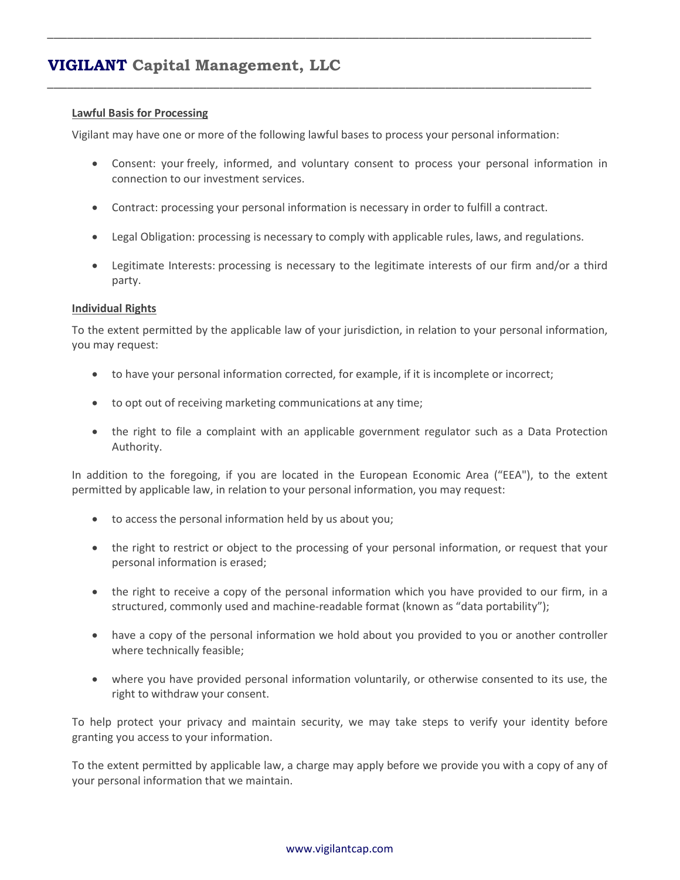**Lawful Basis for Processing**

Vigilant may have one or more of the following lawful bases to process your personal information:

- Consent: your freely, informed, and voluntary consent to process your personal information in connection to our investment services.
- Contract: processing your personal information is necessary in order to fulfill a contract.
- Legal Obligation: processing is necessary to comply with applicable rules, laws, and regulations.
- Legitimate Interests: processing is necessary to the legitimate interests of our firm and/or a third party.

**Individual Rights**

To the extent permitted by the applicable law of your jurisdiction, in relation to your personal information, you may request:

- to have your personal information corrected, for example, if it is incomplete or incorrect;
- to opt out of receiving marketing communications at any time;
- the right to file a complaint with an applicable government regulator such as a Data Protection Authority.

In addition to the foregoing, if you are located in the European Economic Area (“EEA"), to the extent permitted by applicable law, in relation to your personal information, you may request:

- to access the personal information held by us about you;
- the right to restrict or object to the processing of your personal information, or request that your personal information is erased;
- the right to receive a copy of the personal information which you have provided to our firm, in a structured, commonly used and machine-readable format (known as “data portability”);
- have a copy of the personal information we hold about you provided to you or another controller where technically feasible;
- where you have provided personal information voluntarily, or otherwise consented to its use, the right to withdraw your consent.

To help protect your privacy and maintain security, we may take steps to verify your identity before granting you access to your information.

To the extent permitted by applicable law, a charge may apply before we provide you with a copy of any of your personal information that we maintain.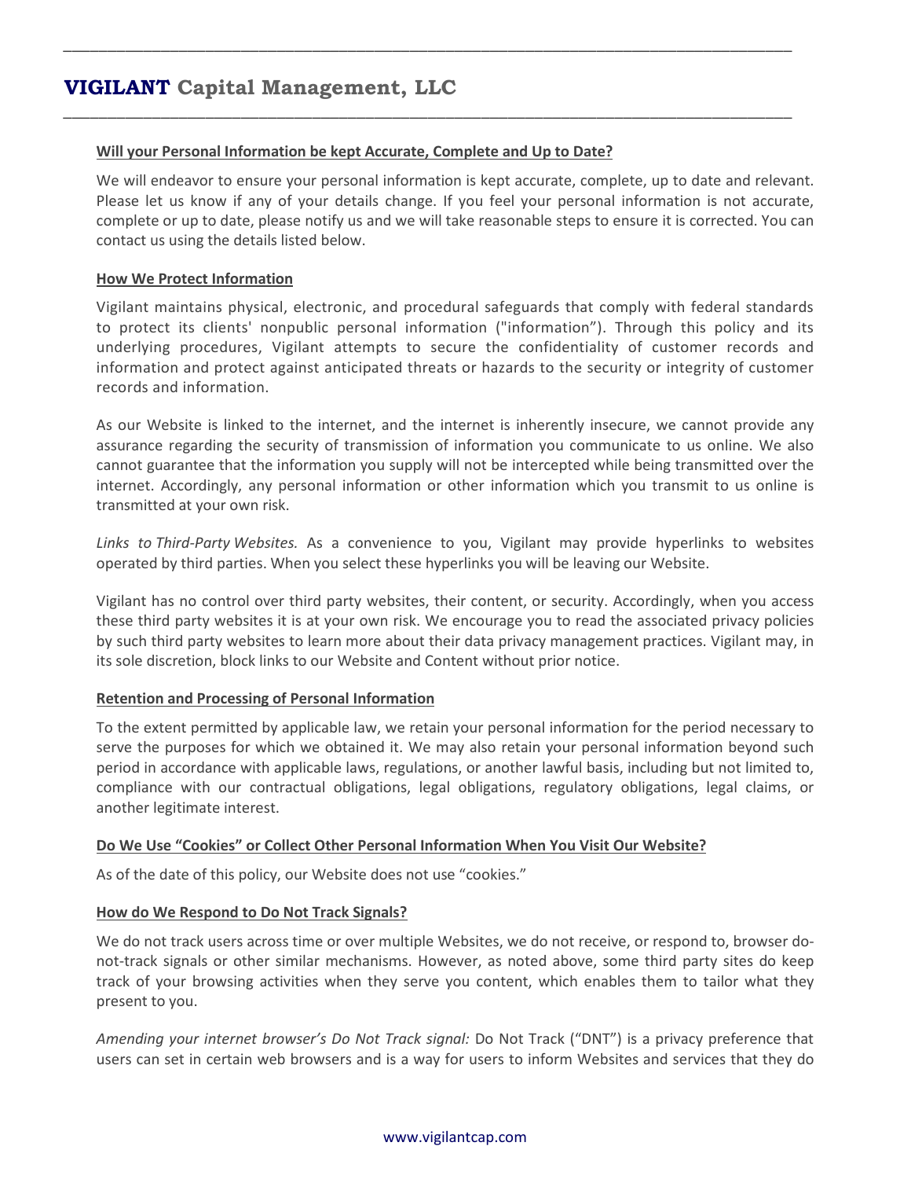### Will your Personal Information be kept Accurate, Complete and Up to Date?

We will endeavor to ensure your personal information is kept accurate, complete, up to date and relevant. Please let us know if any of your details change. If you feel your personal information is not accurate, complete or up to date, please notify us and we will take reasonable steps to ensure it is corrected. You can contact us using the details listed below.

### How We Protect Information

Vigilant maintains physical, electronic, and procedural safeguards that comply with federal standards to protect its clients' nonpublic personal information ("information”). Through this policy and its underlying procedures, Vigilant attempts to secure the confidentiality of customer records and information and protect against anticipated threats or hazards to the security or integrity of customer records and information.

As our Website is linked to the internet, and the internet is inherently insecure, we cannot provide any assurance regarding the security of transmission of information you communicate to us online. We also cannot guarantee that the information you supply will not be intercepted while being transmitted over the internet. Accordingly, any personal information or other information which you transmit to us online is transmitted at your own risk.

*Links to Third-Party Websites.* As a convenience to you, Vigilant may provide hyperlinks to websites operated by third parties. When you select these hyperlinks you will be leaving our Website.

Vigilant has no control over third party websites, their content, or security. Accordingly, when you access these third party websites it is at your own risk. We encourage you to read the associated privacy policies by such third party websites to learn more about their data privacy management practices. Vigilant may, in its sole discretion, block links to our Website and Content without prior notice.

### Retention and Processing of Personal Information

To the extent permitted by applicable law, we retain your personal information for the period necessary to serve the purposes for which we obtained it. We may also retain your personal information beyond such period in accordance with applicable laws, regulations, or another lawful basis, including but not limited to, compliance with our contractual obligations, legal obligations, regulatory obligations, legal claims, or another legitimate interest.

### Do We Use “Cookies” or Collect Other Personal Information When You Visit Our Website?

As of the date of this policy, our Website does not use “cookies.”

### How do We Respond to Do Not Track Signals?

We do not track users across time or over multiple Websites, we do not receive, or respond to, browser do-not-track signals or other similar mechanisms. However, as noted above, some third party sites do keep track of your browsing activities when they serve you content, which enables them to tailor what they present to you.

*Amending your internet browser’s Do Not Track signal:* Do Not Track (“DNT”) is a privacy preference that users can set in certain web browsers and is a way for users to inform Websites and services that they do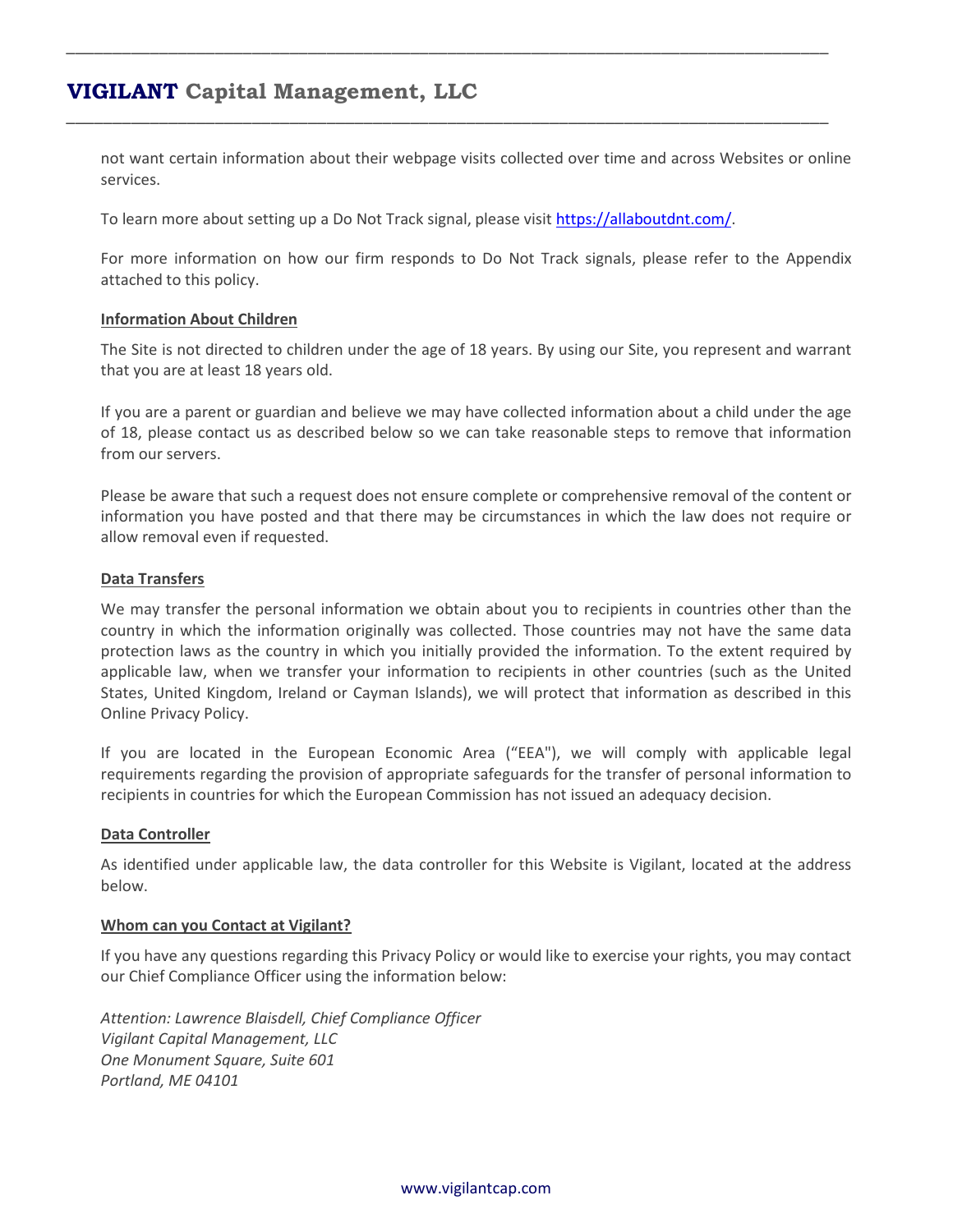not want certain information about their webpage visits collected over time and across Websites or online services.

To learn more about setting up a Do Not Track signal, please visit [https://allaboutdnt.com/](https://allaboutdnt.com/).

For more information on how our firm responds to Do Not Track signals, please refer to the Appendix attached to this policy.

**Information About Children**

The Site is not directed to children under the age of 18 years. By using our Site, you represent and warrant that you are at least 18 years old.

If you are a parent or guardian and believe we may have collected information about a child under the age of 18, please contact us as described below so we can take reasonable steps to remove that information from our servers.

Please be aware that such a request does not ensure complete or comprehensive removal of the content or information you have posted and that there may be circumstances in which the law does not require or allow removal even if requested.

**Data Transfers**

We may transfer the personal information we obtain about you to recipients in countries other than the country in which the information originally was collected. Those countries may not have the same data protection laws as the country in which you initially provided the information. To the extent required by applicable law, when we transfer your information to recipients in other countries (such as the United States, United Kingdom, Ireland or Cayman Islands), we will protect that information as described in this Online Privacy Policy.

If you are located in the European Economic Area ("EEA"), we will comply with applicable legal requirements regarding the provision of appropriate safeguards for the transfer of personal information to recipients in countries for which the European Commission has not issued an adequacy decision.

**Data Controller**

As identified under applicable law, the data controller for this Website is Vigilant, located at the address below.

**Whom can you Contact at Vigilant?**

If you have any questions regarding this Privacy Policy or would like to exercise your rights, you may contact our Chief Compliance Officer using the information below:

*Attention: Lawrence Blaisdell, Chief Compliance Officer*
*Vigilant Capital Management, LLC*
*One Monument Square, Suite 601*
*Portland, ME 04101*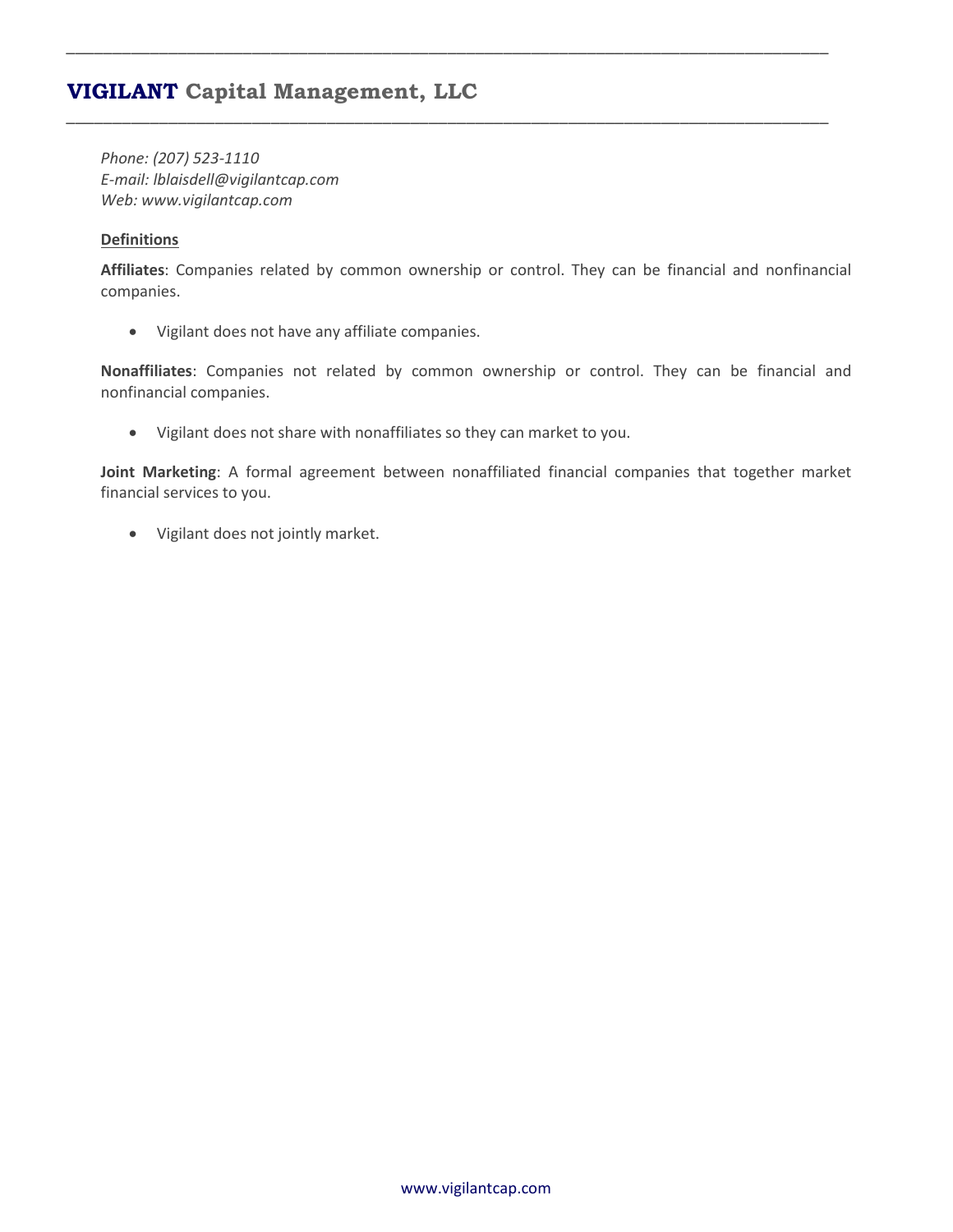*Phone: (207) 523-1110*
*E-mail: lblaisdell@vigilantcap.com*
*Web: www.vigilantcap.com*

**Definitions**

**Affiliates**: Companies related by common ownership or control. They can be financial and nonfinancial companies.

- Vigilant does not have any affiliate companies.

**Nonaffiliates**: Companies not related by common ownership or control. They can be financial and nonfinancial companies.

- Vigilant does not share with nonaffiliates so they can market to you.

**Joint Marketing**: A formal agreement between nonaffiliated financial companies that together market financial services to you.

- Vigilant does not jointly market.